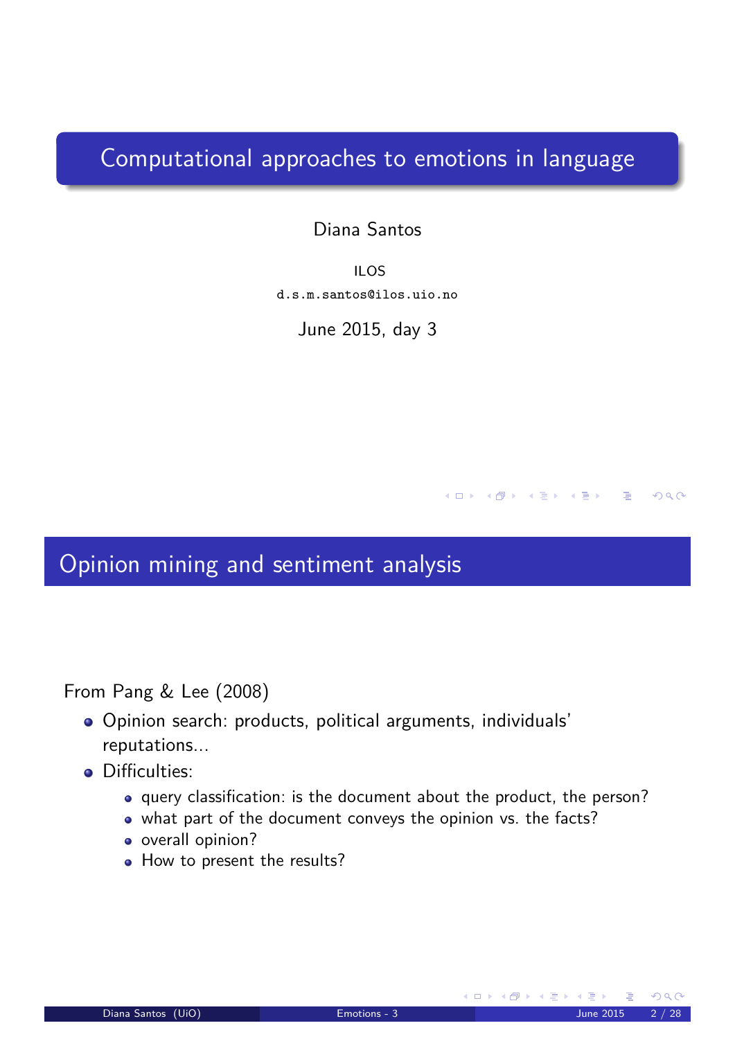# Computational approaches to emotions in language

Diana Santos

ILOS

d.s.m.santos@ilos.uio.no

June 2015, day 3

## Opinion mining and sentiment analysis

From Pang & Lee (2008)

- Opinion search: products, political arguments, individuals' reputations...
- Difficulties:
  - query classification: is the document about the product, the person?
  - what part of the document conveys the opinion vs. the facts?
  - overall opinion?
  - How to present the results?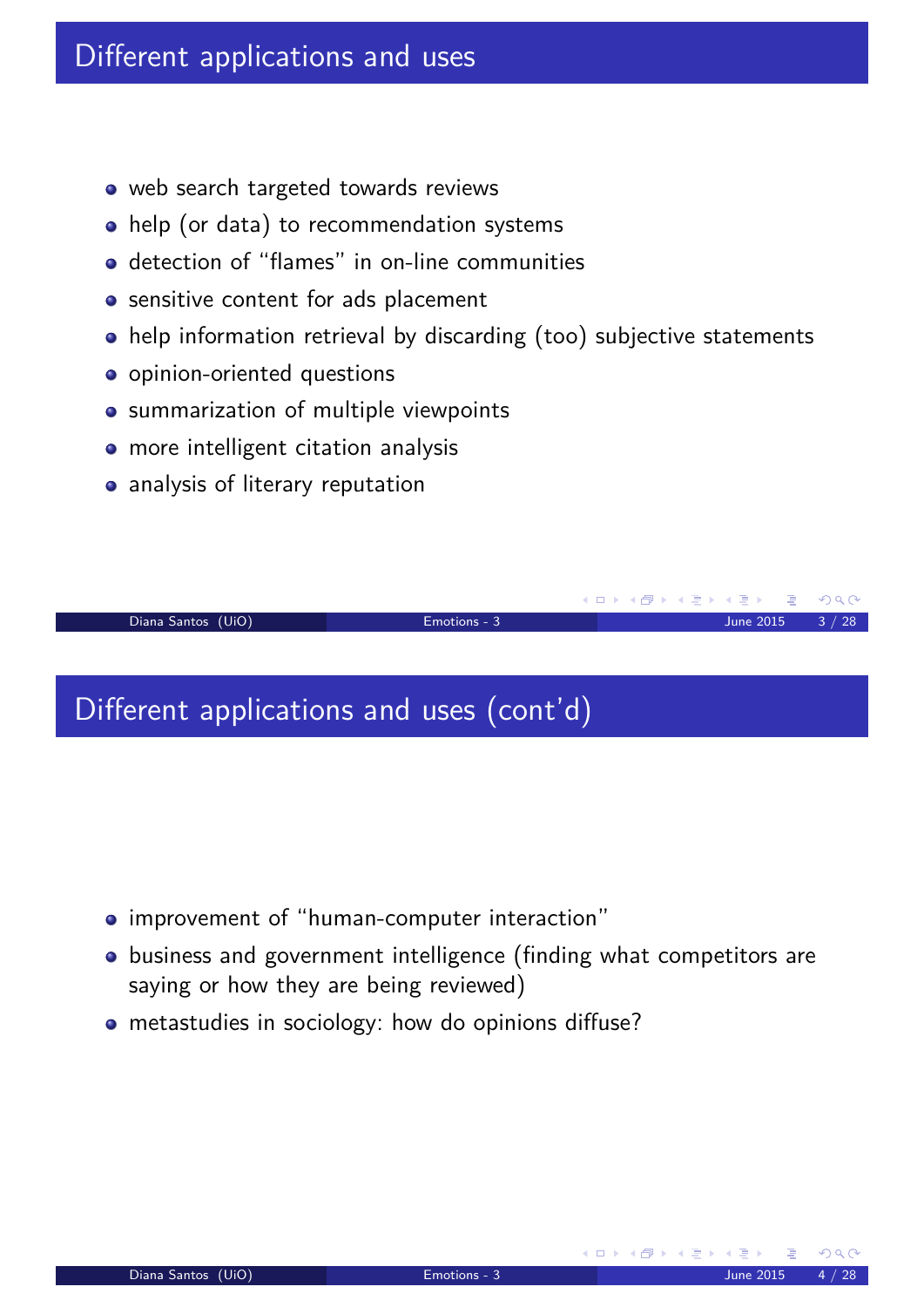## Different applications and uses

- web search targeted towards reviews
- help (or data) to recommendation systems
- detection of "flames" in on-line communities
- sensitive content for ads placement
- help information retrieval by discarding (too) subjective statements
- opinion-oriented questions
- summarization of multiple viewpoints
- more intelligent citation analysis
- analysis of literary reputation

## Different applications and uses (cont'd)

- improvement of "human-computer interaction"
- business and government intelligence (finding what competitors are saying or how they are being reviewed)
- metastudies in sociology: how do opinions diffuse?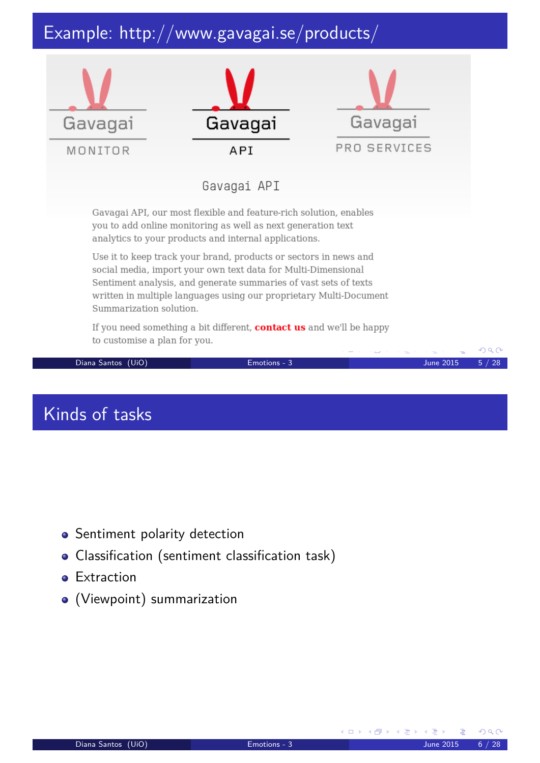# Example: http://www.gavagai.se/products/

Gavagai MONITOR

Gavagai API

Gavagai PRO SERVICES

Gavagai API

Gavagai API, our most flexible and feature-rich solution, enables you to add online monitoring as well as next generation text analytics to your products and internal applications.

Use it to keep track your brand, products or sectors in news and social media, import your own text data for Multi-Dimensional Sentiment analysis, and generate summaries of vast sets of texts written in multiple languages using our proprietary Multi-Document Summarization solution.

If you need something a bit different, **contact us** and we'll be happy to customise a plan for you.

# Kinds of tasks

- Sentiment polarity detection
- Classification (sentiment classification task)
- Extraction
- (Viewpoint) summarization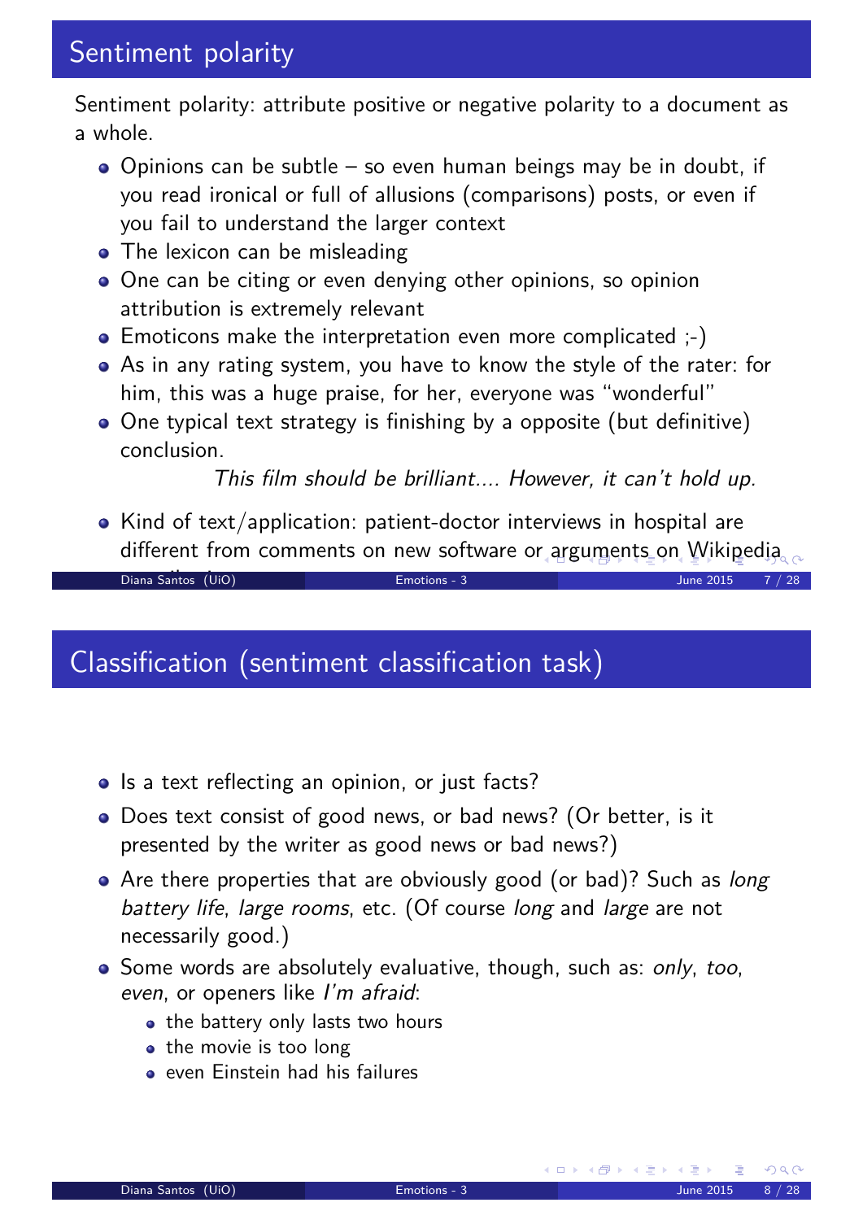## Sentiment polarity

Sentiment polarity: attribute positive or negative polarity to a document as a whole.

- Opinions can be subtle – so even human beings may be in doubt, if you read ironical or full of allusions (comparisons) posts, or even if you fail to understand the larger context
- The lexicon can be misleading
- One can be citing or even denying other opinions, so opinion attribution is extremely relevant
- Emoticons make the interpretation even more complicated ;-)
- As in any rating system, you have to know the style of the rater: for him, this was a huge praise, for her, everyone was "wonderful"
- One typical text strategy is finishing by a opposite (but definitive) conclusion.

  *This film should be brilliant.... However, it can't hold up.*

- Kind of text/application: patient-doctor interviews in hospital are different from comments on new software or arguments on Wikipedia

## Classification (sentiment classification task)

- Is a text reflecting an opinion, or just facts?
- Does text consist of good news, or bad news? (Or better, is it presented by the writer as good news or bad news?)
- Are there properties that are obviously good (or bad)? Such as *long battery life*, *large rooms*, etc. (Of course *long* and *large* are not necessarily good.)
- Some words are absolutely evaluative, though, such as: *only*, *too*, *even*, or openers like *I'm afraid*:
  - the battery only lasts two hours
  - the movie is too long
  - even Einstein had his failures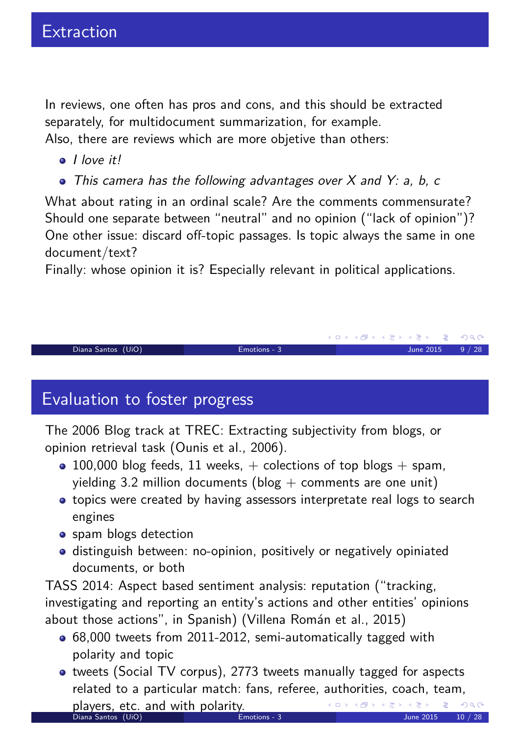## Extraction

In reviews, one often has pros and cons, and this should be extracted separately, for multidocument summarization, for example.
Also, there are reviews which are more objetive than others:

- *I love it!*
- *This camera has the following advantages over X and Y: a, b, c*

What about rating in an ordinal scale? Are the comments commensurate?
Should one separate between "neutral" and no opinion ("lack of opinion")?
One other issue: discard off-topic passages. Is topic always the same in one document/text?
Finally: whose opinion it is? Especially relevant in political applications.

## Evaluation to foster progress

The 2006 Blog track at TREC: Extracting subjectivity from blogs, or opinion retrieval task (Ounis et al., 2006).

- 100,000 blog feeds, 11 weeks, + colections of top blogs + spam, yielding 3.2 million documents (blog + comments are one unit)
- topics were created by having assessors interpretate real logs to search engines
- spam blogs detection
- distinguish between: no-opinion, positively or negatively opiniated documents, or both

TASS 2014: Aspect based sentiment analysis: reputation ("tracking, investigating and reporting an entity's actions and other entities' opinions about those actions", in Spanish) (Villena Román et al., 2015)

- 68,000 tweets from 2011-2012, semi-automatically tagged with polarity and topic
- tweets (Social TV corpus), 2773 tweets manually tagged for aspects related to a particular match: fans, referee, authorities, coach, team, players, etc. and with polarity.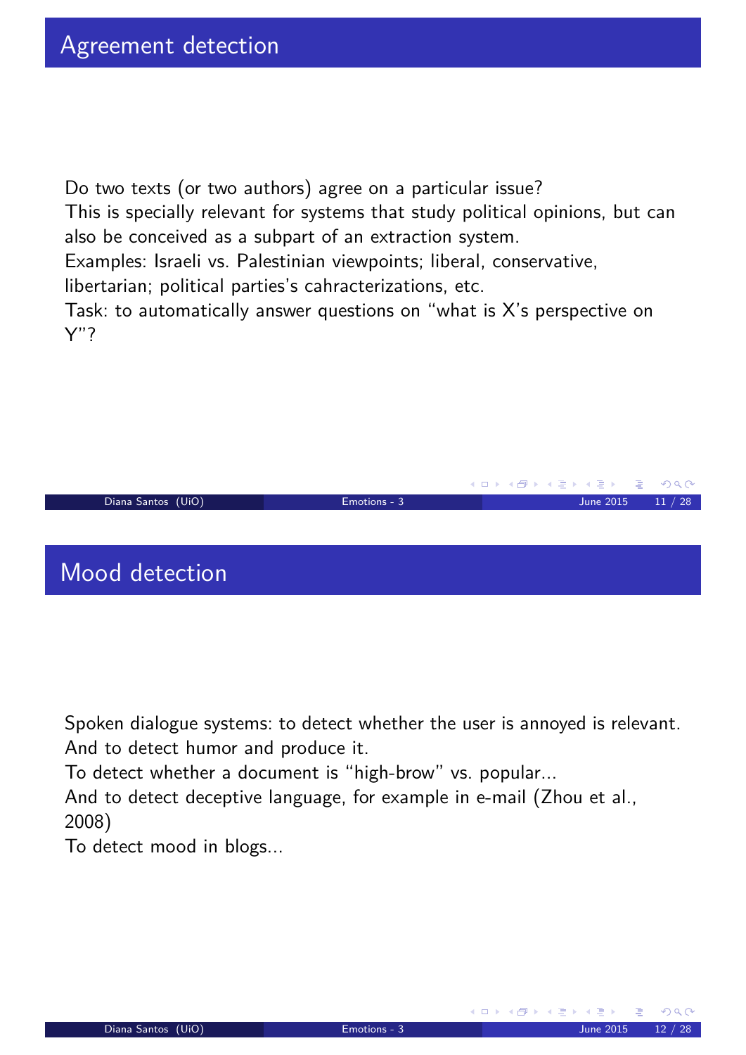## Agreement detection

Do two texts (or two authors) agree on a particular issue?
This is specially relevant for systems that study political opinions, but can also be conceived as a subpart of an extraction system.
Examples: Israeli vs. Palestinian viewpoints; liberal, conservative, libertarian; political parties's cahracterizations, etc.
Task: to automatically answer questions on "what is X's perspective on Y"?

## Mood detection

Spoken dialogue systems: to detect whether the user is annoyed is relevant.
And to detect humor and produce it.
To detect whether a document is "high-brow" vs. popular...
And to detect deceptive language, for example in e-mail (Zhou et al., 2008)
To detect mood in blogs...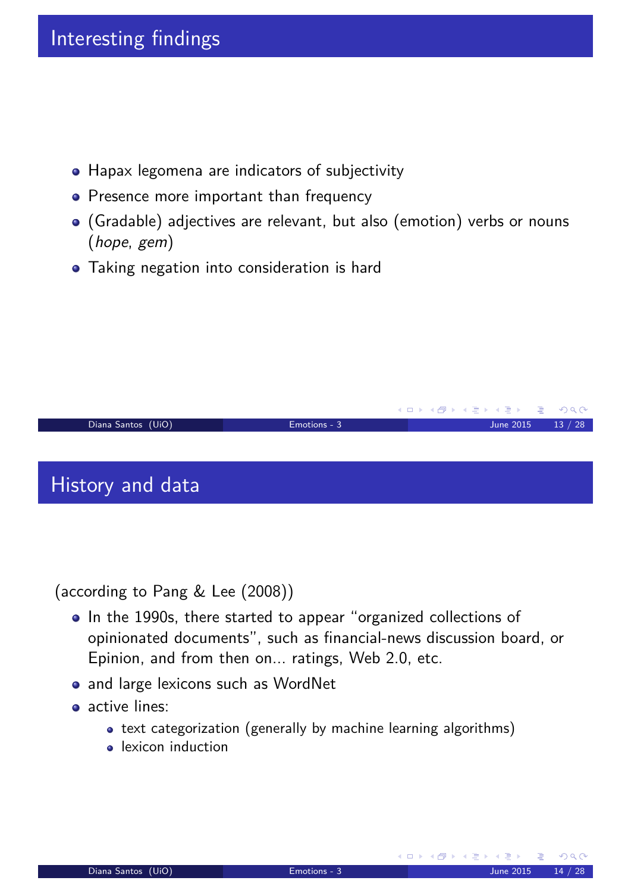## Interesting findings

- Hapax legomena are indicators of subjectivity
- Presence more important than frequency
- (Gradable) adjectives are relevant, but also (emotion) verbs or nouns (*hope*, *gem*)
- Taking negation into consideration is hard

## History and data

(according to Pang & Lee (2008))

- In the 1990s, there started to appear "organized collections of opinionated documents", such as financial-news discussion board, or Epinion, and from then on... ratings, Web 2.0, etc.
- and large lexicons such as WordNet
- active lines:
  - text categorization (generally by machine learning algorithms)
  - lexicon induction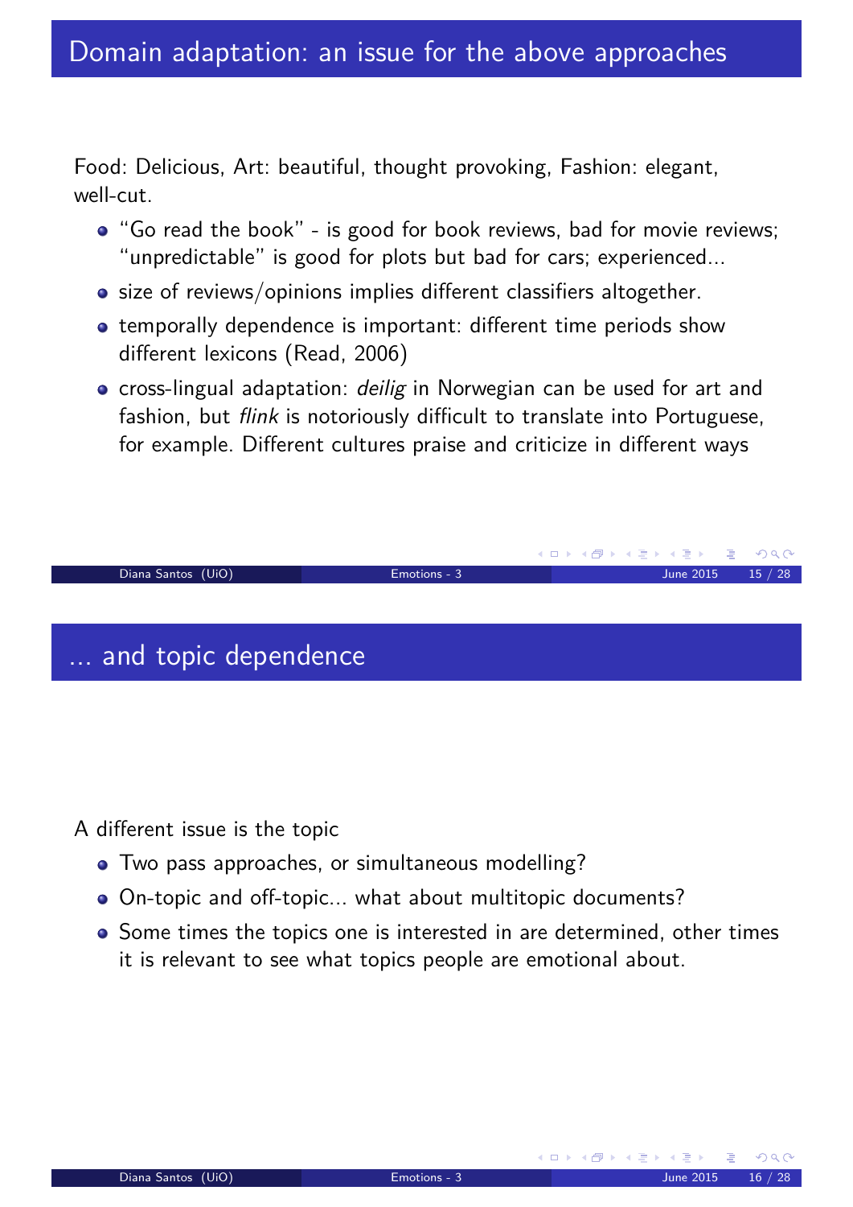## Domain adaptation: an issue for the above approaches

Food: Delicious, Art: beautiful, thought provoking, Fashion: elegant, well-cut.

- "Go read the book" - is good for book reviews, bad for movie reviews; "unpredictable" is good for plots but bad for cars; experienced...
- size of reviews/opinions implies different classifiers altogether.
- temporally dependence is important: different time periods show different lexicons (Read, 2006)
- cross-lingual adaptation: *deilig* in Norwegian can be used for art and fashion, but *flink* is notoriously difficult to translate into Portuguese, for example. Different cultures praise and criticize in different ways

## ... and topic dependence

A different issue is the topic

- Two pass approaches, or simultaneous modelling?
- On-topic and off-topic... what about multitopic documents?
- Some times the topics one is interested in are determined, other times it is relevant to see what topics people are emotional about.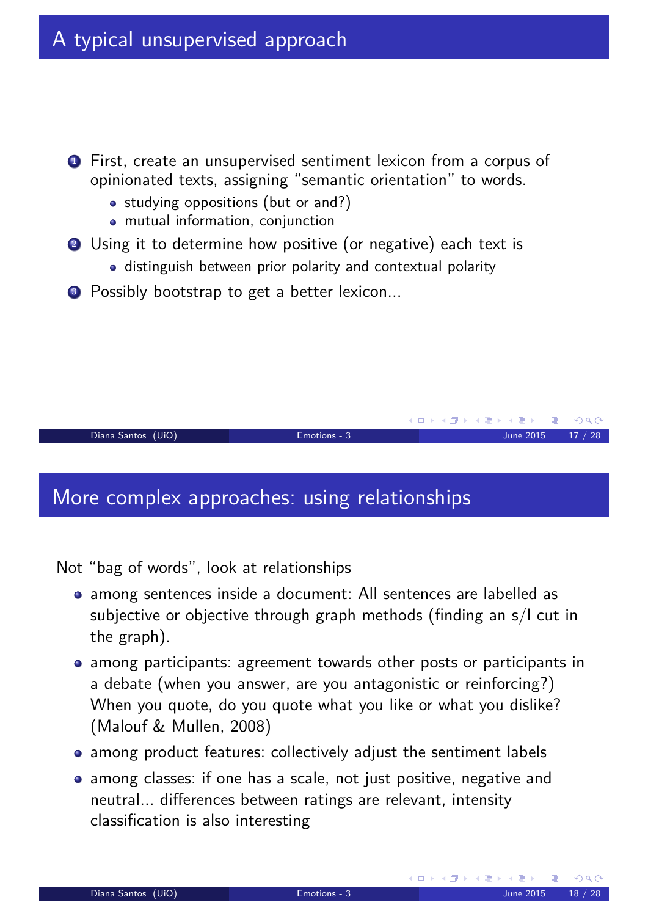# A typical unsupervised approach

1. First, create an unsupervised sentiment lexicon from a corpus of opinionated texts, assigning "semantic orientation" to words.
   - studying oppositions (but or and?)
   - mutual information, conjunction
2. Using it to determine how positive (or negative) each text is
   - distinguish between prior polarity and contextual polarity
3. Possibly bootstrap to get a better lexicon...

# More complex approaches: using relationships

Not "bag of words", look at relationships

- among sentences inside a document: All sentences are labelled as subjective or objective through graph methods (finding an s/l cut in the graph).
- among participants: agreement towards other posts or participants in a debate (when you answer, are you antagonistic or reinforcing?) When you quote, do you quote what you like or what you dislike? (Malouf & Mullen, 2008)
- among product features: collectively adjust the sentiment labels
- among classes: if one has a scale, not just positive, negative and neutral... differences between ratings are relevant, intensity classification is also interesting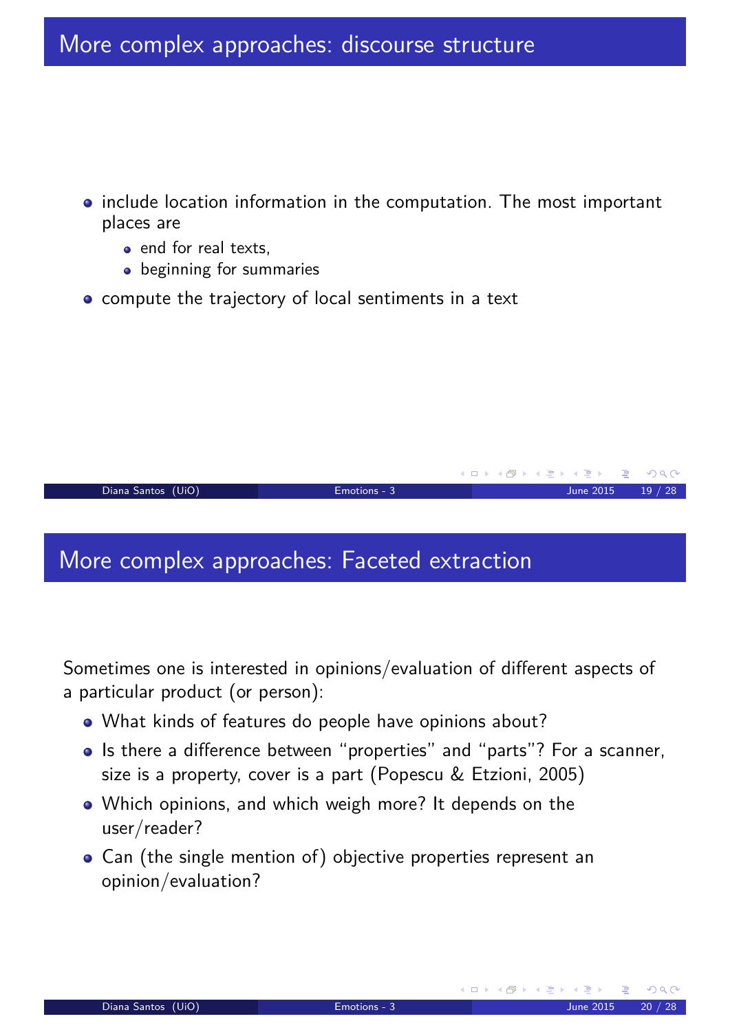## More complex approaches: discourse structure

- include location information in the computation. The most important places are
  - end for real texts,
  - beginning for summaries
- compute the trajectory of local sentiments in a text

## More complex approaches: Faceted extraction

Sometimes one is interested in opinions/evaluation of different aspects of a particular product (or person):

- What kinds of features do people have opinions about?
- Is there a difference between "properties" and "parts"? For a scanner, size is a property, cover is a part (Popescu & Etzioni, 2005)
- Which opinions, and which weigh more? It depends on the user/reader?
- Can (the single mention of) objective properties represent an opinion/evaluation?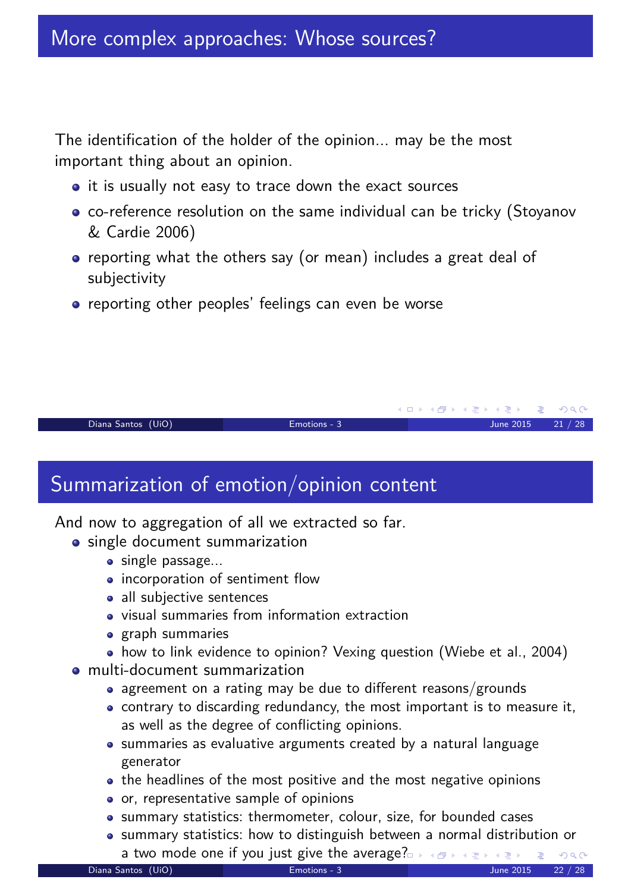## More complex approaches: Whose sources?

The identification of the holder of the opinion... may be the most important thing about an opinion.

- it is usually not easy to trace down the exact sources
- co-reference resolution on the same individual can be tricky (Stoyanov & Cardie 2006)
- reporting what the others say (or mean) includes a great deal of subjectivity
- reporting other peoples' feelings can even be worse

## Summarization of emotion/opinion content

And now to aggregation of all we extracted so far.

- single document summarization
  - single passage...
  - incorporation of sentiment flow
  - all subjective sentences
  - visual summaries from information extraction
  - graph summaries
  - how to link evidence to opinion? Vexing question (Wiebe et al., 2004)
- multi-document summarization
  - agreement on a rating may be due to different reasons/grounds
  - contrary to discarding redundancy, the most important is to measure it, as well as the degree of conflicting opinions.
  - summaries as evaluative arguments created by a natural language generator
  - the headlines of the most positive and the most negative opinions
  - or, representative sample of opinions
  - summary statistics: thermometer, colour, size, for bounded cases
  - summary statistics: how to distinguish between a normal distribution or a two mode one if you just give the average?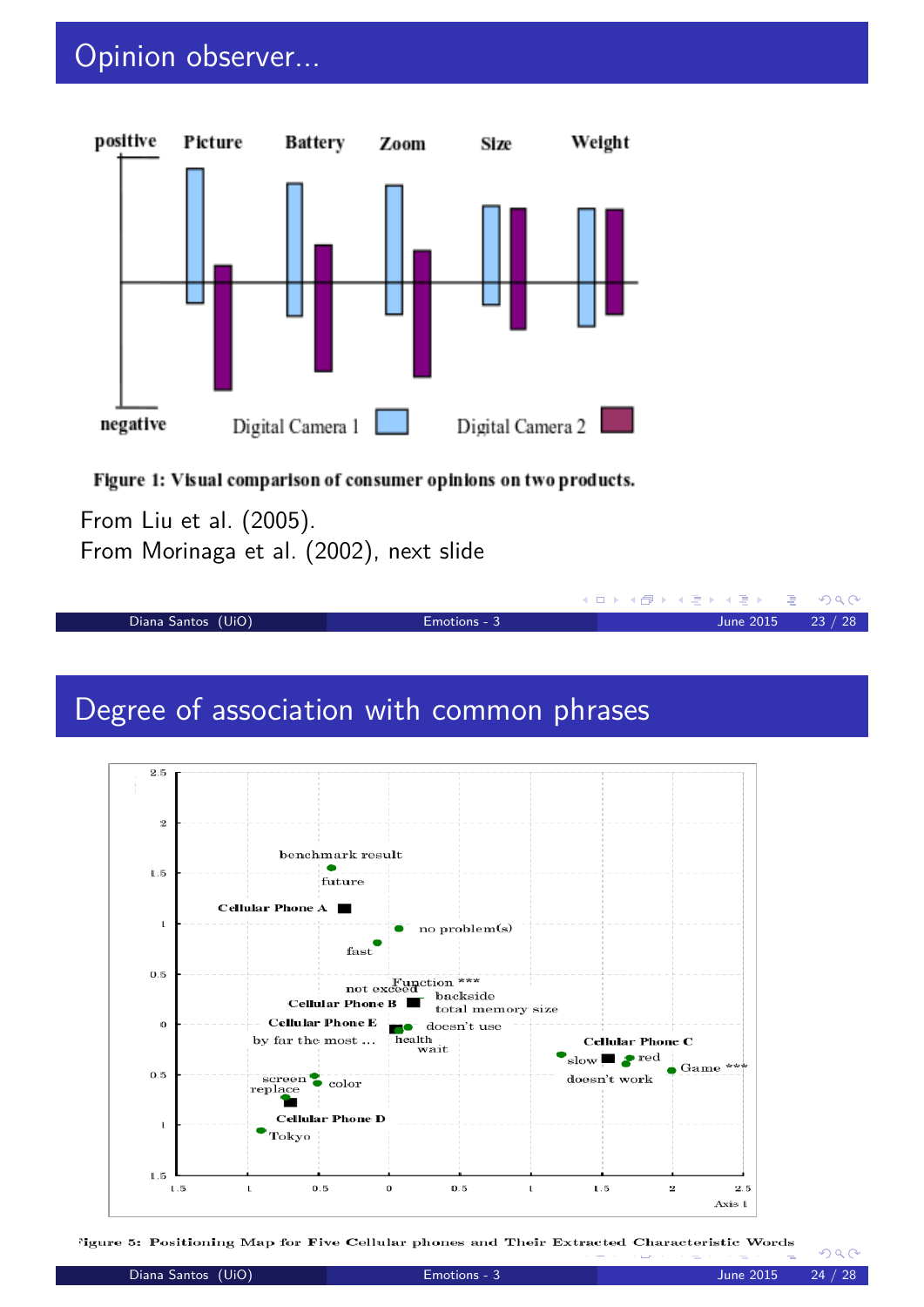## Opinion observer...

Figure 1: Visual comparison of consumer opinions on two products.

From Liu et al. (2005).
From Morinaga et al. (2002), next slide

## Degree of association with common phrases

Figure 5: Positioning Map for Five Cellular phones and Their Extracted Characteristic Words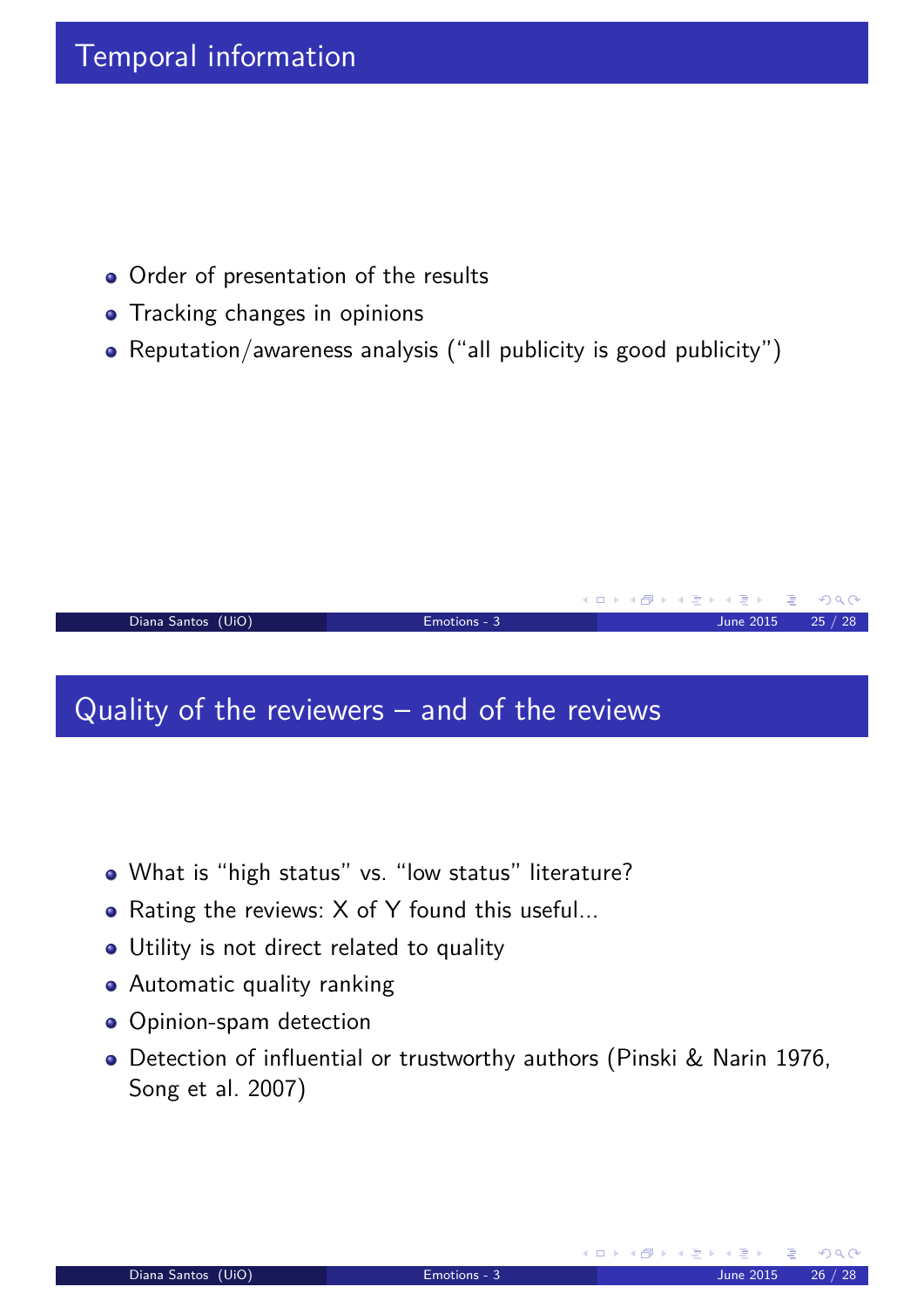## Temporal information

- Order of presentation of the results
- Tracking changes in opinions
- Reputation/awareness analysis ("all publicity is good publicity")

## Quality of the reviewers – and of the reviews

- What is "high status" vs. "low status" literature?
- Rating the reviews: X of Y found this useful...
- Utility is not direct related to quality
- Automatic quality ranking
- Opinion-spam detection
- Detection of influential or trustworthy authors (Pinski & Narin 1976, Song et al. 2007)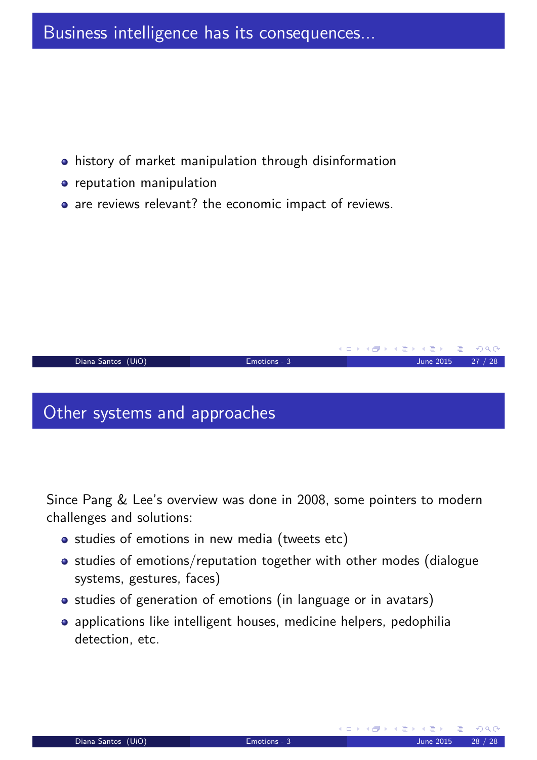# Business intelligence has its consequences...

- history of market manipulation through disinformation
- reputation manipulation
- are reviews relevant? the economic impact of reviews.

# Other systems and approaches

Since Pang & Lee's overview was done in 2008, some pointers to modern challenges and solutions:

- studies of emotions in new media (tweets etc)
- studies of emotions/reputation together with other modes (dialogue systems, gestures, faces)
- studies of generation of emotions (in language or in avatars)
- applications like intelligent houses, medicine helpers, pedophilia detection, etc.